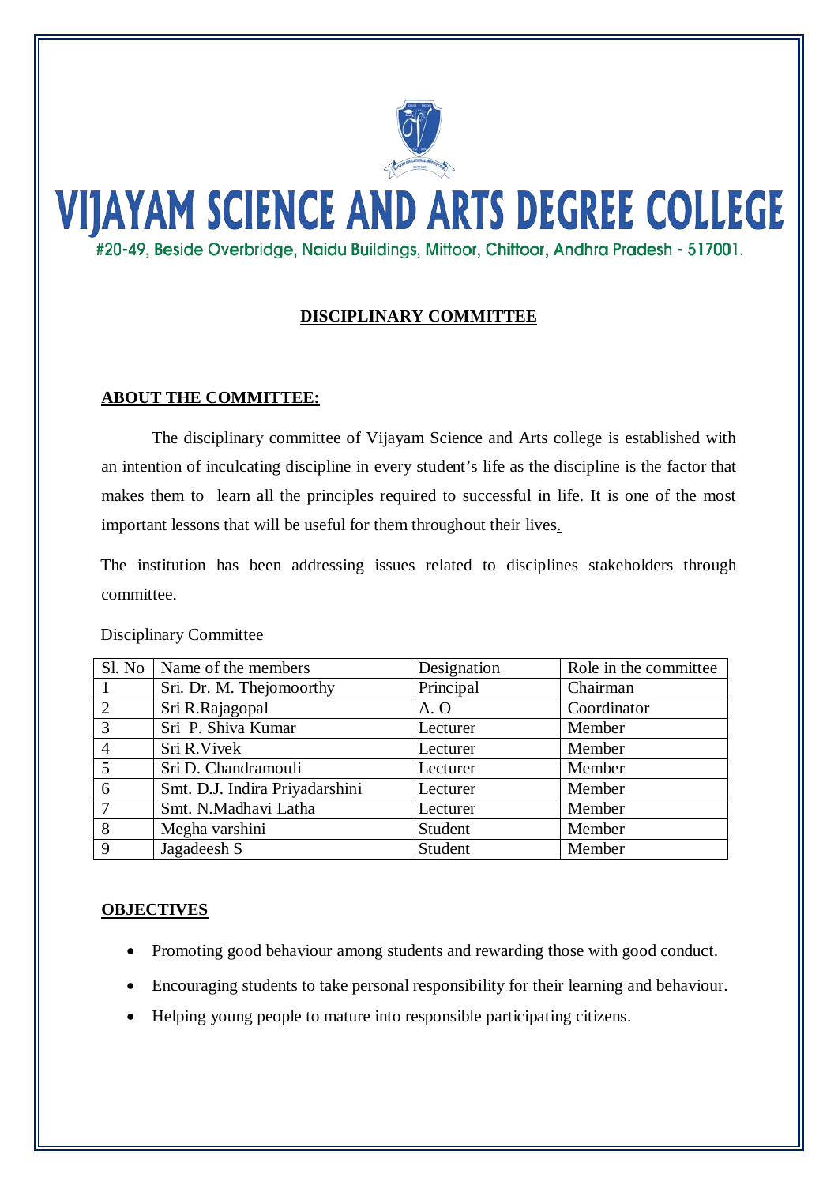# VIJAYAM SCIENCE AND ARTS DEGREE COLLEGE

#20-49, Beside Overbridge, Naidu Buildings, Mittoor, Chittoor, Andhra Pradesh - 517001.

## DISCIPLINARY COMMITTEE

### ABOUT THE COMMITTEE:

The disciplinary committee of Vijayam Science and Arts college is established with an intention of inculcating discipline in every student's life as the discipline is the factor that makes them to learn all the principles required to successful in life. It is one of the most important lessons that will be useful for them throughout their lives.

The institution has been addressing issues related to disciplines stakeholders through committee.

Disciplinary Committee

| Sl. No | Name of the members | Designation | Role in the committee |
|---|---|---|---|
| 1 | Sri. Dr. M. Thejomoorthy | Principal | Chairman |
| 2 | Sri R.Rajagopal | A. O | Coordinator |
| 3 | Sri P. Shiva Kumar | Lecturer | Member |
| 4 | Sri R.Vivek | Lecturer | Member |
| 5 | Sri D. Chandramouli | Lecturer | Member |
| 6 | Smt. D.J. Indira Priyadarshini | Lecturer | Member |
| 7 | Smt. N.Madhavi Latha | Lecturer | Member |
| 8 | Megha varshini | Student | Member |
| 9 | Jagadeesh S | Student | Member |

### OBJECTIVES

- Promoting good behaviour among students and rewarding those with good conduct.
- Encouraging students to take personal responsibility for their learning and behaviour.
- Helping young people to mature into responsible participating citizens.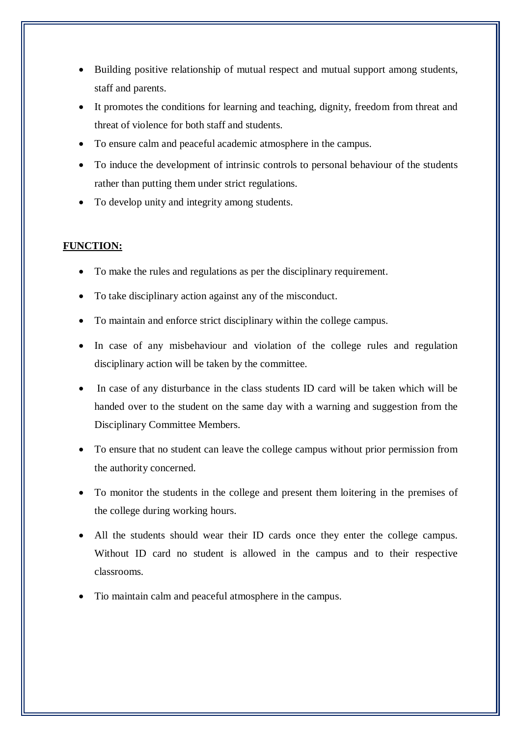- Building positive relationship of mutual respect and mutual support among students, staff and parents.
- It promotes the conditions for learning and teaching, dignity, freedom from threat and threat of violence for both staff and students.
- To ensure calm and peaceful academic atmosphere in the campus.
- To induce the development of intrinsic controls to personal behaviour of the students rather than putting them under strict regulations.
- To develop unity and integrity among students.

**FUNCTION:**

- To make the rules and regulations as per the disciplinary requirement.
- To take disciplinary action against any of the misconduct.
- To maintain and enforce strict disciplinary within the college campus.
- In case of any misbehaviour and violation of the college rules and regulation disciplinary action will be taken by the committee.
- In case of any disturbance in the class students ID card will be taken which will be handed over to the student on the same day with a warning and suggestion from the Disciplinary Committee Members.
- To ensure that no student can leave the college campus without prior permission from the authority concerned.
- To monitor the students in the college and present them loitering in the premises of the college during working hours.
- All the students should wear their ID cards once they enter the college campus. Without ID card no student is allowed in the campus and to their respective classrooms.
- Tio maintain calm and peaceful atmosphere in the campus.